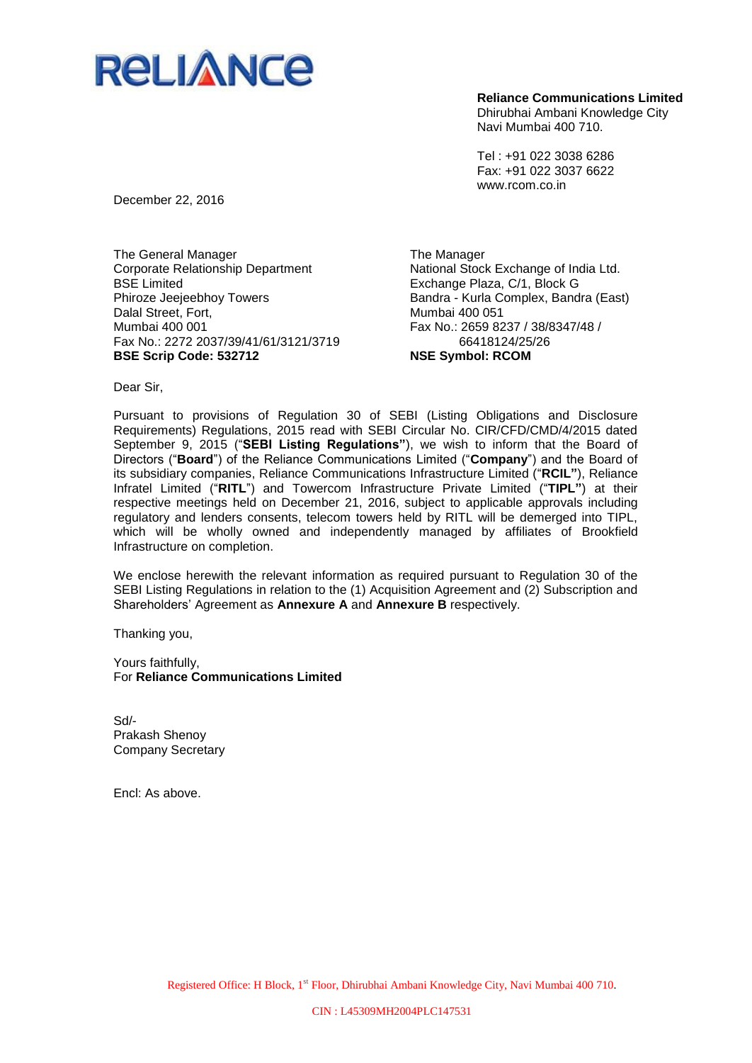RELIANCE

**Reliance Communications Limited**
Dhirubhai Ambani Knowledge City
Navi Mumbai 400 710.

Tel : +91 022 3038 6286
Fax: +91 022 3037 6622
www.rcom.co.in

December 22, 2016

The General Manager
Corporate Relationship Department
BSE Limited
Phiroze Jeejeebhoy Towers
Dalal Street, Fort,
Mumbai 400 001
Fax No.: 2272 2037/39/41/61/3121/3719
**BSE Scrip Code: 532712**

The Manager
National Stock Exchange of India Ltd.
Exchange Plaza, C/1, Block G
Bandra - Kurla Complex, Bandra (East)
Mumbai 400 051
Fax No.: 2659 8237 / 38/8347/48 / 66418124/25/26
**NSE Symbol: RCOM**

Dear Sir,

Pursuant to provisions of Regulation 30 of SEBI (Listing Obligations and Disclosure Requirements) Regulations, 2015 read with SEBI Circular No. CIR/CFD/CMD/4/2015 dated September 9, 2015 ("**SEBI Listing Regulations**"), we wish to inform that the Board of Directors ("**Board**") of the Reliance Communications Limited ("**Company**") and the Board of its subsidiary companies, Reliance Communications Infrastructure Limited ("**RCIL**"), Reliance Infratel Limited ("**RITL**") and Towercom Infrastructure Private Limited ("**TIPL**") at their respective meetings held on December 21, 2016, subject to applicable approvals including regulatory and lenders consents, telecom towers held by RITL will be demerged into TIPL, which will be wholly owned and independently managed by affiliates of Brookfield Infrastructure on completion.

We enclose herewith the relevant information as required pursuant to Regulation 30 of the SEBI Listing Regulations in relation to the (1) Acquisition Agreement and (2) Subscription and Shareholders' Agreement as **Annexure A** and **Annexure B** respectively.

Thanking you,

Yours faithfully,
For **Reliance Communications Limited**

Sd/-
Prakash Shenoy
Company Secretary

Encl: As above.

Registered Office: H Block, 1st Floor, Dhirubhai Ambani Knowledge City, Navi Mumbai 400 710.

CIN : L45309MH2004PLC147531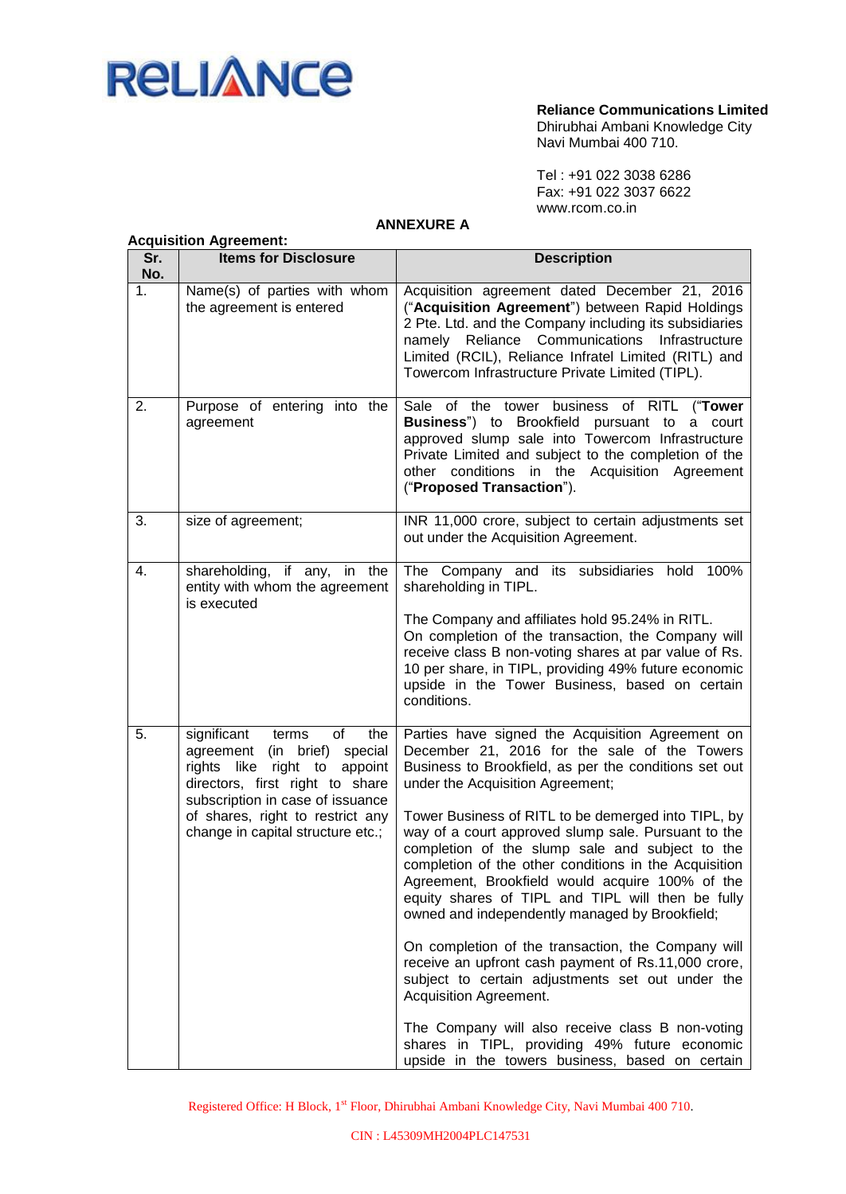**Reliance Communications Limited**
Dhirubhai Ambani Knowledge City
Navi Mumbai 400 710.

Tel : +91 022 3038 6286
Fax: +91 022 3037 6622
www.rcom.co.in

## ANNEXURE A

**Acquisition Agreement:**

| Sr. No. | Items for Disclosure | Description |
|---|---|---|
| 1. | Name(s) of parties with whom the agreement is entered | Acquisition agreement dated December 21, 2016 ("**Acquisition Agreement**") between Rapid Holdings 2 Pte. Ltd. and the Company including its subsidiaries namely Reliance Communications Infrastructure Limited (RCIL), Reliance Infratel Limited (RITL) and Towercom Infrastructure Private Limited (TIPL). |
| 2. | Purpose of entering into the agreement | Sale of the tower business of RITL ("**Tower Business**") to Brookfield pursuant to a court approved slump sale into Towercom Infrastructure Private Limited and subject to the completion of the other conditions in the Acquisition Agreement ("**Proposed Transaction**"). |
| 3. | size of agreement; | INR 11,000 crore, subject to certain adjustments set out under the Acquisition Agreement. |
| 4. | shareholding, if any, in the entity with whom the agreement is executed | The Company and its subsidiaries hold 100% shareholding in TIPL.<br><br>The Company and affiliates hold 95.24% in RITL. On completion of the transaction, the Company will receive class B non-voting shares at par value of Rs. 10 per share, in TIPL, providing 49% future economic upside in the Tower Business, based on certain conditions. |
| 5. | significant terms of the agreement (in brief) special rights like right to appoint directors, first right to share subscription in case of issuance of shares, right to restrict any change in capital structure etc.; | Parties have signed the Acquisition Agreement on December 21, 2016 for the sale of the Towers Business to Brookfield, as per the conditions set out under the Acquisition Agreement;<br><br>Tower Business of RITL to be demerged into TIPL, by way of a court approved slump sale. Pursuant to the completion of the slump sale and subject to the completion of the other conditions in the Acquisition Agreement, Brookfield would acquire 100% of the equity shares of TIPL and TIPL will then be fully owned and independently managed by Brookfield;<br><br>On completion of the transaction, the Company will receive an upfront cash payment of Rs.11,000 crore, subject to certain adjustments set out under the Acquisition Agreement.<br><br>The Company will also receive class B non-voting shares in TIPL, providing 49% future economic upside in the towers business, based on certain |

Registered Office: H Block, 1st Floor, Dhirubhai Ambani Knowledge City, Navi Mumbai 400 710.

CIN : L45309MH2004PLC147531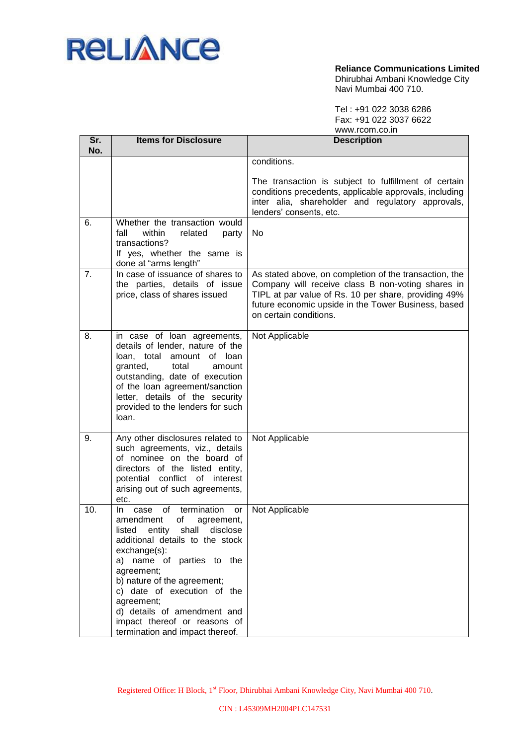**Reliance Communications Limited**
Dhirubhai Ambani Knowledge City
Navi Mumbai 400 710.

Tel : +91 022 3038 6286
Fax: +91 022 3037 6622
www.rcom.co.in

| Sr. No. | Items for Disclosure | Description |
|---|---|---|
| | | conditions.<br><br>The transaction is subject to fulfillment of certain conditions precedents, applicable approvals, including inter alia, shareholder and regulatory approvals, lenders' consents, etc. |
| 6. | Whether the transaction would fall within related party transactions?<br>If yes, whether the same is done at "arms length" | No |
| 7. | In case of issuance of shares to the parties, details of issue price, class of shares issued | As stated above, on completion of the transaction, the Company will receive class B non-voting shares in TIPL at par value of Rs. 10 per share, providing 49% future economic upside in the Tower Business, based on certain conditions. |
| 8. | in case of loan agreements, details of lender, nature of the loan, total amount of loan granted, total amount outstanding, date of execution of the loan agreement/sanction letter, details of the security provided to the lenders for such loan. | Not Applicable |
| 9. | Any other disclosures related to such agreements, viz., details of nominee on the board of directors of the listed entity, potential conflict of interest arising out of such agreements, etc. | Not Applicable |
| 10. | In case of termination or amendment of agreement, listed entity shall disclose additional details to the stock exchange(s):<br>a) name of parties to the agreement;<br>b) nature of the agreement;<br>c) date of execution of the agreement;<br>d) details of amendment and impact thereof or reasons of termination and impact thereof. | Not Applicable |

Registered Office: H Block, 1st Floor, Dhirubhai Ambani Knowledge City, Navi Mumbai 400 710.

CIN : L45309MH2004PLC147531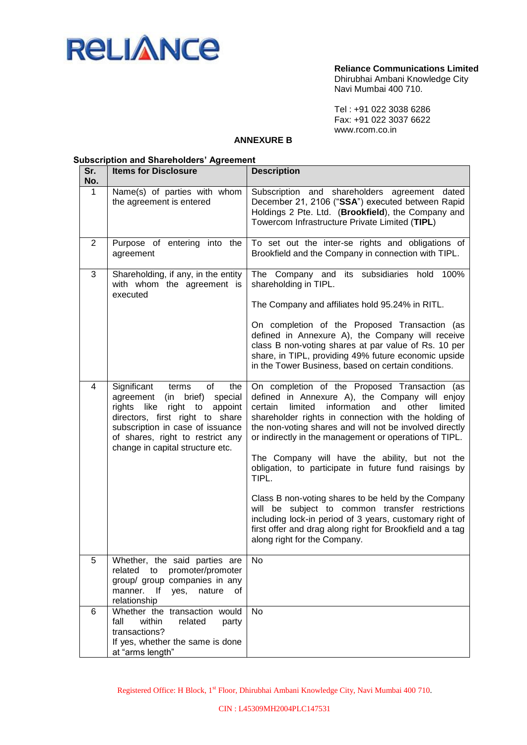RELIANCE

**Reliance Communications Limited**
Dhirubhai Ambani Knowledge City
Navi Mumbai 400 710.

Tel : +91 022 3038 6286
Fax: +91 022 3037 6622
www.rcom.co.in

## ANNEXURE B

**Subscription and Shareholders' Agreement**

| Sr. No. | Items for Disclosure | Description |
|---|---|---|
| 1 | Name(s) of parties with whom the agreement is entered | Subscription and shareholders agreement dated December 21, 2106 ("**SSA**") executed between Rapid Holdings 2 Pte. Ltd. (**Brookfield**), the Company and Towercom Infrastructure Private Limited (**TIPL**) |
| 2 | Purpose of entering into the agreement | To set out the inter-se rights and obligations of Brookfield and the Company in connection with TIPL. |
| 3 | Shareholding, if any, in the entity with whom the agreement is executed | The Company and its subsidiaries hold 100% shareholding in TIPL.<br><br>The Company and affiliates hold 95.24% in RITL.<br><br>On completion of the Proposed Transaction (as defined in Annexure A), the Company will receive class B non-voting shares at par value of Rs. 10 per share, in TIPL, providing 49% future economic upside in the Tower Business, based on certain conditions. |
| 4 | Significant terms of the agreement (in brief) special rights like right to appoint directors, first right to share subscription in case of issuance of shares, right to restrict any change in capital structure etc. | On completion of the Proposed Transaction (as defined in Annexure A), the Company will enjoy certain limited information and other limited shareholder rights in connection with the holding of the non-voting shares and will not be involved directly or indirectly in the management or operations of TIPL.<br><br>The Company will have the ability, but not the obligation, to participate in future fund raisings by TIPL.<br><br>Class B non-voting shares to be held by the Company will be subject to common transfer restrictions including lock-in period of 3 years, customary right of first offer and drag along right for Brookfield and a tag along right for the Company. |
| 5 | Whether, the said parties are related to promoter/promoter group/ group companies in any manner. If yes, nature of relationship | No |
| 6 | Whether the transaction would fall within related party transactions?<br>If yes, whether the same is done at "arms length" | No |

Registered Office: H Block, 1st Floor, Dhirubhai Ambani Knowledge City, Navi Mumbai 400 710.

CIN : L45309MH2004PLC147531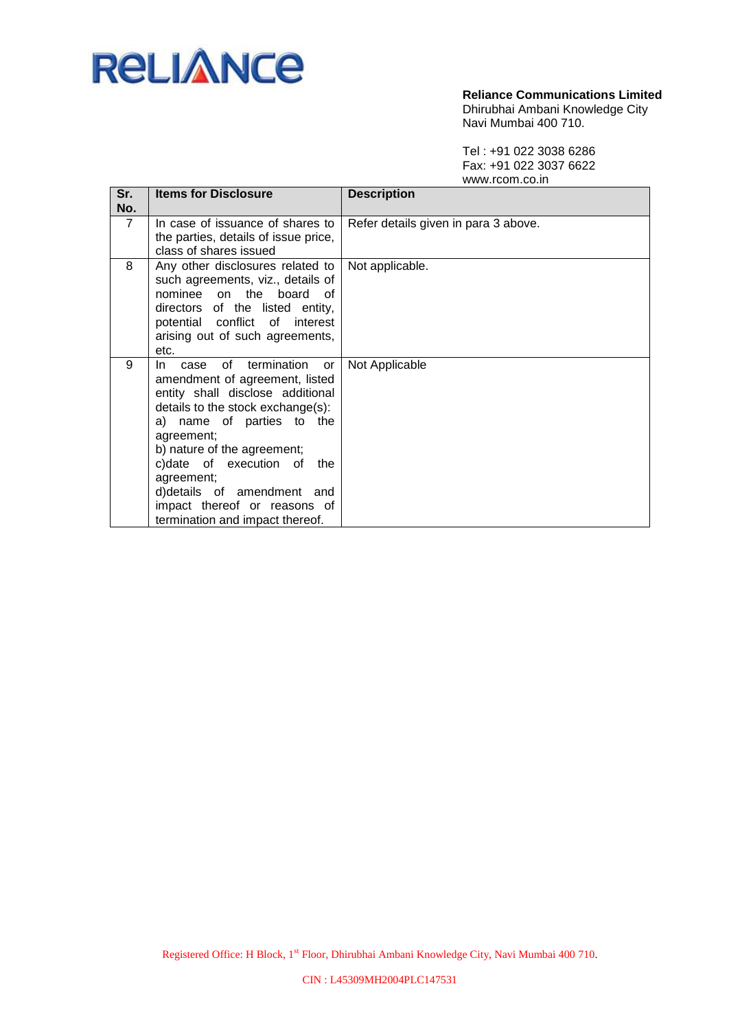**Reliance Communications Limited**
Dhirubhai Ambani Knowledge City
Navi Mumbai 400 710.

Tel : +91 022 3038 6286
Fax: +91 022 3037 6622
www.rcom.co.in

| Sr. No. | Items for Disclosure | Description |
|---|---|---|
| 7 | In case of issuance of shares to the parties, details of issue price, class of shares issued | Refer details given in para 3 above. |
| 8 | Any other disclosures related to such agreements, viz., details of nominee on the board of directors of the listed entity, potential conflict of interest arising out of such agreements, etc. | Not applicable. |
| 9 | In case of termination or amendment of agreement, listed entity shall disclose additional details to the stock exchange(s):<br>a) name of parties to the agreement;<br>b) nature of the agreement;<br>c)date of execution of the agreement;<br>d)details of amendment and impact thereof or reasons of termination and impact thereof. | Not Applicable |

Registered Office: H Block, 1st Floor, Dhirubhai Ambani Knowledge City, Navi Mumbai 400 710.

CIN : L45309MH2004PLC147531